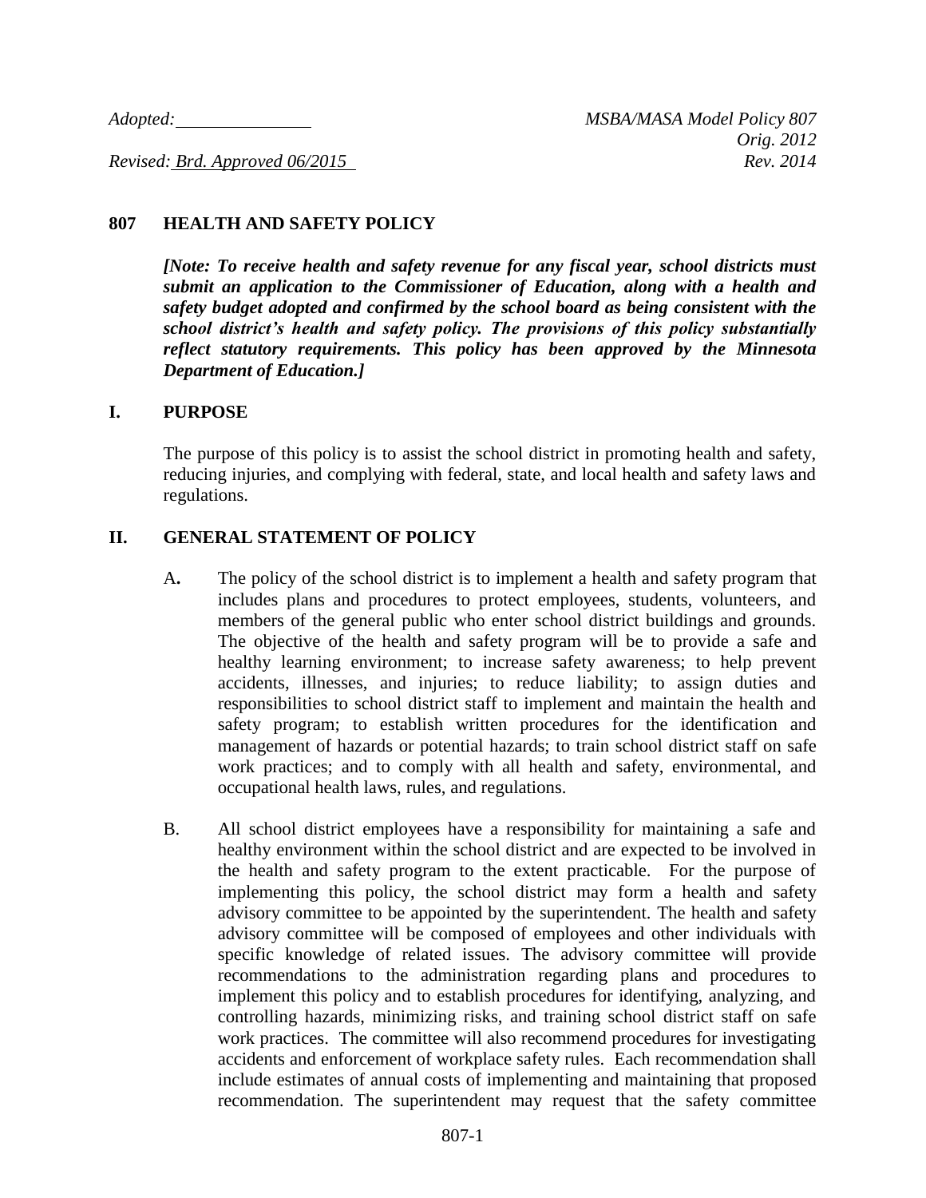*Adopted:* \_\_\_\_\_\_\_\_\_\_\_\_\_\_ *MSBA/MASA Model Policy 807*

*Orig. 2012*

*Revised: Brd. Approved 06/2015* *Rev. 2014*

## 807 HEALTH AND SAFETY POLICY

***[Note: To receive health and safety revenue for any fiscal year, school districts must submit an application to the Commissioner of Education, along with a health and safety budget adopted and confirmed by the school board as being consistent with the school district's health and safety policy. The provisions of this policy substantially reflect statutory requirements. This policy has been approved by the Minnesota Department of Education.]***

### I. PURPOSE

The purpose of this policy is to assist the school district in promoting health and safety, reducing injuries, and complying with federal, state, and local health and safety laws and regulations.

### II. GENERAL STATEMENT OF POLICY

A. The policy of the school district is to implement a health and safety program that includes plans and procedures to protect employees, students, volunteers, and members of the general public who enter school district buildings and grounds. The objective of the health and safety program will be to provide a safe and healthy learning environment; to increase safety awareness; to help prevent accidents, illnesses, and injuries; to reduce liability; to assign duties and responsibilities to school district staff to implement and maintain the health and safety program; to establish written procedures for the identification and management of hazards or potential hazards; to train school district staff on safe work practices; and to comply with all health and safety, environmental, and occupational health laws, rules, and regulations.

B. All school district employees have a responsibility for maintaining a safe and healthy environment within the school district and are expected to be involved in the health and safety program to the extent practicable. For the purpose of implementing this policy, the school district may form a health and safety advisory committee to be appointed by the superintendent. The health and safety advisory committee will be composed of employees and other individuals with specific knowledge of related issues. The advisory committee will provide recommendations to the administration regarding plans and procedures to implement this policy and to establish procedures for identifying, analyzing, and controlling hazards, minimizing risks, and training school district staff on safe work practices. The committee will also recommend procedures for investigating accidents and enforcement of workplace safety rules. Each recommendation shall include estimates of annual costs of implementing and maintaining that proposed recommendation. The superintendent may request that the safety committee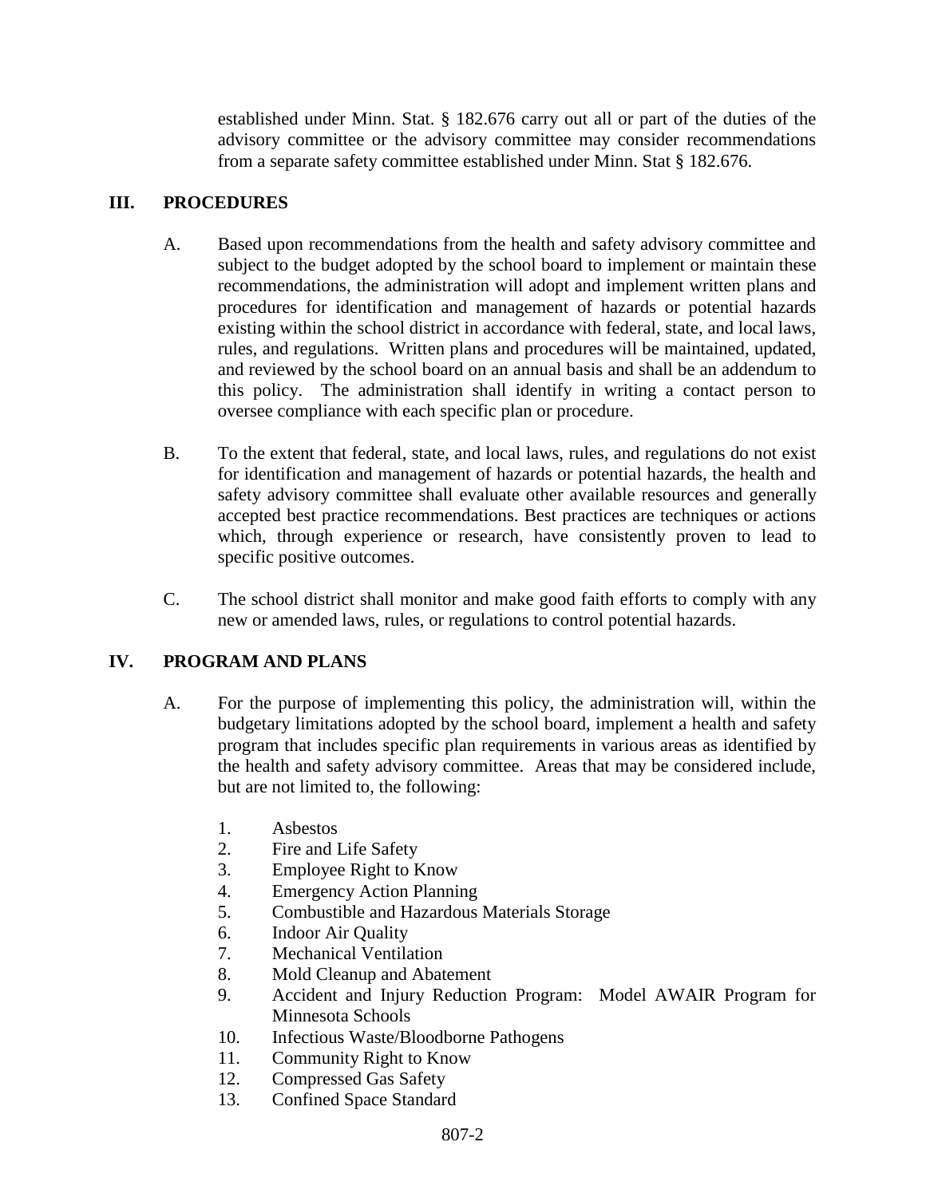established under Minn. Stat. § 182.676 carry out all or part of the duties of the advisory committee or the advisory committee may consider recommendations from a separate safety committee established under Minn. Stat § 182.676.

## III. PROCEDURES

A. Based upon recommendations from the health and safety advisory committee and subject to the budget adopted by the school board to implement or maintain these recommendations, the administration will adopt and implement written plans and procedures for identification and management of hazards or potential hazards existing within the school district in accordance with federal, state, and local laws, rules, and regulations. Written plans and procedures will be maintained, updated, and reviewed by the school board on an annual basis and shall be an addendum to this policy. The administration shall identify in writing a contact person to oversee compliance with each specific plan or procedure.

B. To the extent that federal, state, and local laws, rules, and regulations do not exist for identification and management of hazards or potential hazards, the health and safety advisory committee shall evaluate other available resources and generally accepted best practice recommendations. Best practices are techniques or actions which, through experience or research, have consistently proven to lead to specific positive outcomes.

C. The school district shall monitor and make good faith efforts to comply with any new or amended laws, rules, or regulations to control potential hazards.

## IV. PROGRAM AND PLANS

A. For the purpose of implementing this policy, the administration will, within the budgetary limitations adopted by the school board, implement a health and safety program that includes specific plan requirements in various areas as identified by the health and safety advisory committee. Areas that may be considered include, but are not limited to, the following:

1. Asbestos
2. Fire and Life Safety
3. Employee Right to Know
4. Emergency Action Planning
5. Combustible and Hazardous Materials Storage
6. Indoor Air Quality
7. Mechanical Ventilation
8. Mold Cleanup and Abatement
9. Accident and Injury Reduction Program: Model AWAIR Program for Minnesota Schools
10. Infectious Waste/Bloodborne Pathogens
11. Community Right to Know
12. Compressed Gas Safety
13. Confined Space Standard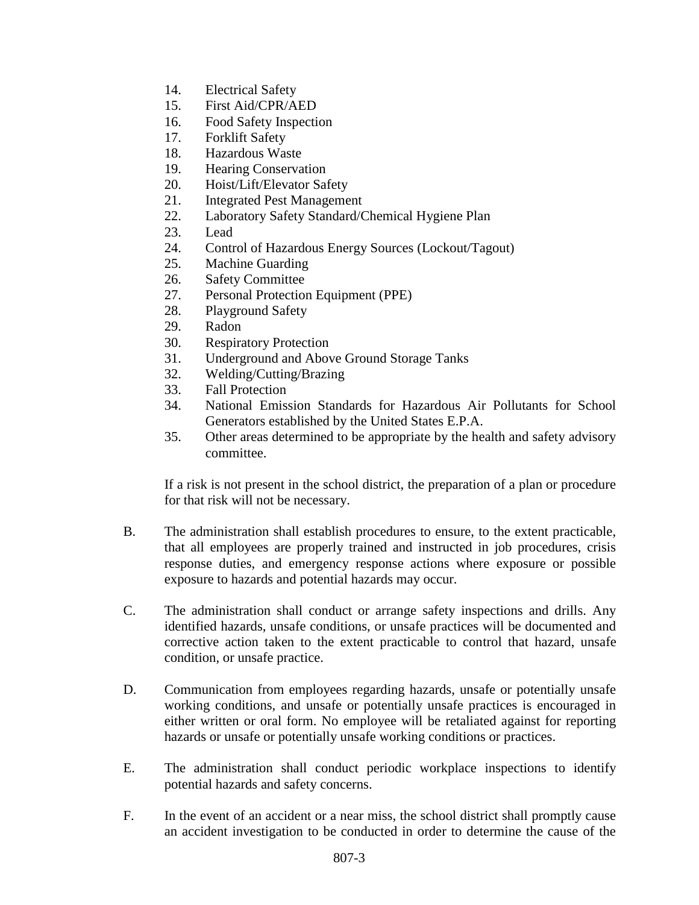14. Electrical Safety
15. First Aid/CPR/AED
16. Food Safety Inspection
17. Forklift Safety
18. Hazardous Waste
19. Hearing Conservation
20. Hoist/Lift/Elevator Safety
21. Integrated Pest Management
22. Laboratory Safety Standard/Chemical Hygiene Plan
23. Lead
24. Control of Hazardous Energy Sources (Lockout/Tagout)
25. Machine Guarding
26. Safety Committee
27. Personal Protection Equipment (PPE)
28. Playground Safety
29. Radon
30. Respiratory Protection
31. Underground and Above Ground Storage Tanks
32. Welding/Cutting/Brazing
33. Fall Protection
34. National Emission Standards for Hazardous Air Pollutants for School Generators established by the United States E.P.A.
35. Other areas determined to be appropriate by the health and safety advisory committee.

If a risk is not present in the school district, the preparation of a plan or procedure for that risk will not be necessary.

B. The administration shall establish procedures to ensure, to the extent practicable, that all employees are properly trained and instructed in job procedures, crisis response duties, and emergency response actions where exposure or possible exposure to hazards and potential hazards may occur.

C. The administration shall conduct or arrange safety inspections and drills. Any identified hazards, unsafe conditions, or unsafe practices will be documented and corrective action taken to the extent practicable to control that hazard, unsafe condition, or unsafe practice.

D. Communication from employees regarding hazards, unsafe or potentially unsafe working conditions, and unsafe or potentially unsafe practices is encouraged in either written or oral form. No employee will be retaliated against for reporting hazards or unsafe or potentially unsafe working conditions or practices.

E. The administration shall conduct periodic workplace inspections to identify potential hazards and safety concerns.

F. In the event of an accident or a near miss, the school district shall promptly cause an accident investigation to be conducted in order to determine the cause of the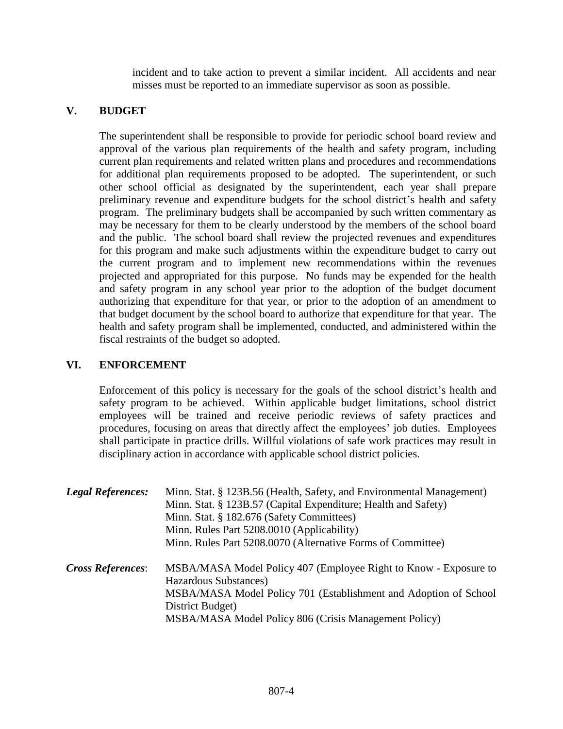incident and to take action to prevent a similar incident. All accidents and near misses must be reported to an immediate supervisor as soon as possible.

## V. BUDGET

The superintendent shall be responsible to provide for periodic school board review and approval of the various plan requirements of the health and safety program, including current plan requirements and related written plans and procedures and recommendations for additional plan requirements proposed to be adopted. The superintendent, or such other school official as designated by the superintendent, each year shall prepare preliminary revenue and expenditure budgets for the school district's health and safety program. The preliminary budgets shall be accompanied by such written commentary as may be necessary for them to be clearly understood by the members of the school board and the public. The school board shall review the projected revenues and expenditures for this program and make such adjustments within the expenditure budget to carry out the current program and to implement new recommendations within the revenues projected and appropriated for this purpose. No funds may be expended for the health and safety program in any school year prior to the adoption of the budget document authorizing that expenditure for that year, or prior to the adoption of an amendment to that budget document by the school board to authorize that expenditure for that year. The health and safety program shall be implemented, conducted, and administered within the fiscal restraints of the budget so adopted.

## VI. ENFORCEMENT

Enforcement of this policy is necessary for the goals of the school district's health and safety program to be achieved. Within applicable budget limitations, school district employees will be trained and receive periodic reviews of safety practices and procedures, focusing on areas that directly affect the employees' job duties. Employees shall participate in practice drills. Willful violations of safe work practices may result in disciplinary action in accordance with applicable school district policies.

***Legal References:***
Minn. Stat. § 123B.56 (Health, Safety, and Environmental Management)
Minn. Stat. § 123B.57 (Capital Expenditure; Health and Safety)
Minn. Stat. § 182.676 (Safety Committees)
Minn. Rules Part 5208.0010 (Applicability)
Minn. Rules Part 5208.0070 (Alternative Forms of Committee)

***Cross References:***
MSBA/MASA Model Policy 407 (Employee Right to Know - Exposure to Hazardous Substances)
MSBA/MASA Model Policy 701 (Establishment and Adoption of School District Budget)
MSBA/MASA Model Policy 806 (Crisis Management Policy)